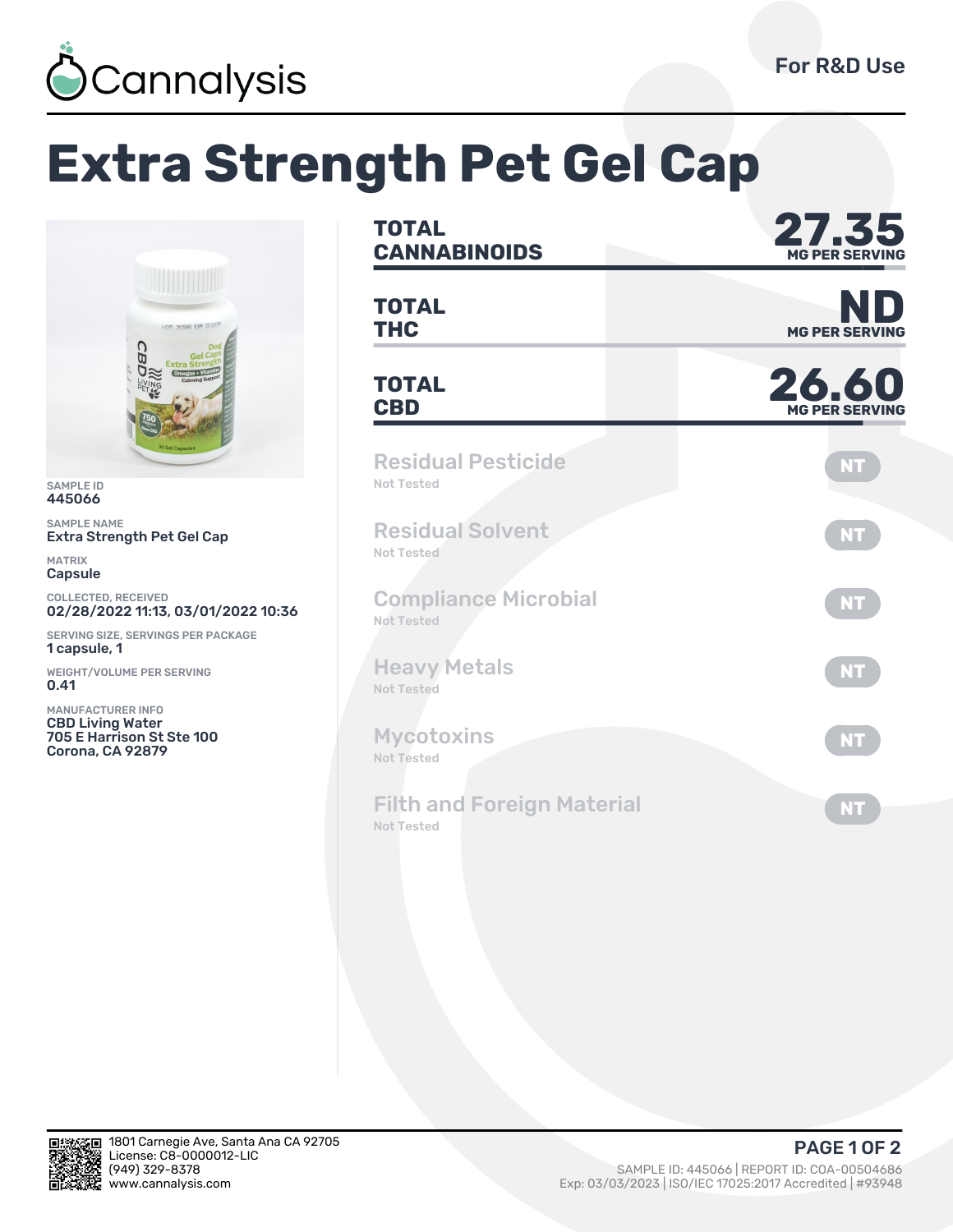Cannalysis

For R&D Use

# Extra Strength Pet Gel Cap

SAMPLE ID
445066

SAMPLE NAME
Extra Strength Pet Gel Cap

MATRIX
Capsule

COLLECTED, RECEIVED
02/28/2022 11:13, 03/01/2022 10:36

SERVING SIZE, SERVINGS PER PACKAGE
1 capsule, 1

WEIGHT/VOLUME PER SERVING
0.41

MANUFACTURER INFO
CBD Living Water
705 E Harrison St Ste 100
Corona, CA 92879

| | | |
|---|---|---|
| **TOTAL CANNABINOIDS** | **27.35** | MG PER SERVING |
| **TOTAL THC** | **ND** | MG PER SERVING |
| **TOTAL CBD** | **26.60** | MG PER SERVING |

| Test | Status | Result |
|---|---|---|
| Residual Pesticide | Not Tested | NT |
| Residual Solvent | Not Tested | NT |
| Compliance Microbial | Not Tested | NT |
| Heavy Metals | Not Tested | NT |
| Mycotoxins | Not Tested | NT |
| Filth and Foreign Material | Not Tested | NT |

1801 Carnegie Ave, Santa Ana CA 92705
License: C8-0000012-LIC
(949) 329-8378
www.cannalysis.com

SAMPLE ID: 445066 | REPORT ID: COA-00504686
Exp: 03/03/2023 | ISO/IEC 17025:2017 Accredited | #93948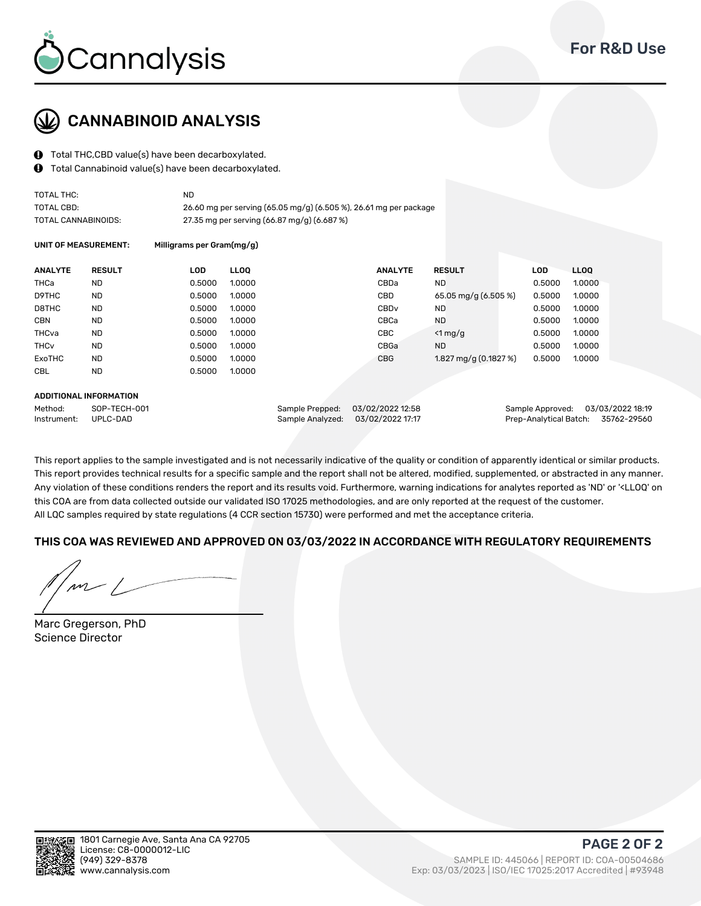Cannalysis

For R&D Use

# CANNABINOID ANALYSIS

- Total THC,CBD value(s) have been decarboxylated.
- Total Cannabinoid value(s) have been decarboxylated.

| | |
|---|---|
| TOTAL THC: | ND |
| TOTAL CBD: | 26.60 mg per serving (65.05 mg/g) (6.505 %), 26.61 mg per package |
| TOTAL CANNABINOIDS: | 27.35 mg per serving (66.87 mg/g) (6.687 %) |

**UNIT OF MEASUREMENT:** **Milligrams per Gram(mg/g)**

| ANALYTE | RESULT | LOD | LLOQ | ANALYTE | RESULT | LOD | LLOQ |
|---|---|---|---|---|---|---|---|
| THCa | ND | 0.5000 | 1.0000 | CBDa | ND | 0.5000 | 1.0000 |
| D9THC | ND | 0.5000 | 1.0000 | CBD | 65.05 mg/g (6.505 %) | 0.5000 | 1.0000 |
| D8THC | ND | 0.5000 | 1.0000 | CBDv | ND | 0.5000 | 1.0000 |
| CBN | ND | 0.5000 | 1.0000 | CBCa | ND | 0.5000 | 1.0000 |
| THCva | ND | 0.5000 | 1.0000 | CBC | <1 mg/g | 0.5000 | 1.0000 |
| THCv | ND | 0.5000 | 1.0000 | CBGa | ND | 0.5000 | 1.0000 |
| ExoTHC | ND | 0.5000 | 1.0000 | CBG | 1.827 mg/g (0.1827 %) | 0.5000 | 1.0000 |
| CBL | ND | 0.5000 | 1.0000 | | | | |

**ADDITIONAL INFORMATION**

| | | | | | |
|---|---|---|---|---|---|
| Method: | SOP-TECH-001 | Sample Prepped: | 03/02/2022 12:58 | Sample Approved: | 03/03/2022 18:19 |
| Instrument: | UPLC-DAD | Sample Analyzed: | 03/02/2022 17:17 | Prep-Analytical Batch: | 35762-29560 |

This report applies to the sample investigated and is not necessarily indicative of the quality or condition of apparently identical or similar products. This report provides technical results for a specific sample and the report shall not be altered, modified, supplemented, or abstracted in any manner. Any violation of these conditions renders the report and its results void. Furthermore, warning indications for analytes reported as 'ND' or '<LLOQ' on this COA are from data collected outside our validated ISO 17025 methodologies, and are only reported at the request of the customer. All LQC samples required by state regulations (4 CCR section 15730) were performed and met the acceptance criteria.

**THIS COA WAS REVIEWED AND APPROVED ON 03/03/2022 IN ACCORDANCE WITH REGULATORY REQUIREMENTS**

Marc Gregerson, PhD
Science Director

1801 Carnegie Ave, Santa Ana CA 92705
License: C8-0000012-LIC
(949) 329-8378
www.cannalysis.com

SAMPLE ID: 445066 | REPORT ID: COA-00504686
Exp: 03/03/2023 | ISO/IEC 17025:2017 Accredited | #93948